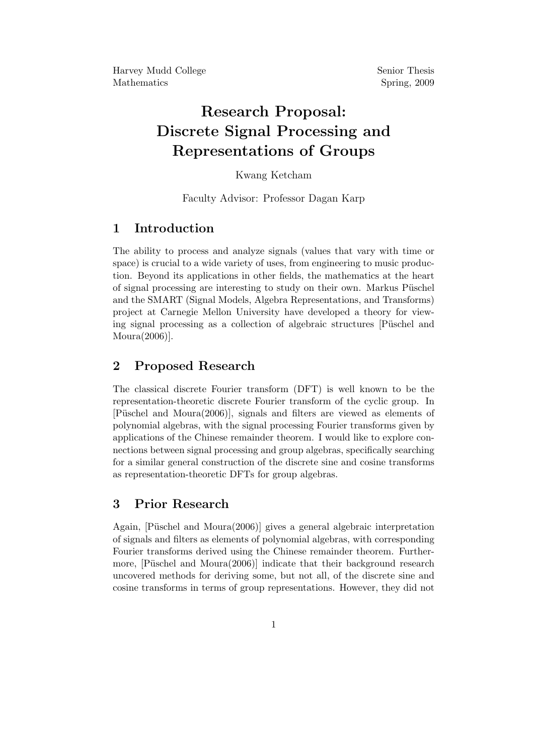Harvey Mudd College
Mathematics

Senior Thesis
Spring, 2009

# Research Proposal: Discrete Signal Processing and Representations of Groups

Kwang Ketcham

Faculty Advisor: Professor Dagan Karp

## 1 Introduction

The ability to process and analyze signals (values that vary with time or space) is crucial to a wide variety of uses, from engineering to music production. Beyond its applications in other fields, the mathematics at the heart of signal processing are interesting to study on their own. Markus Püschel and the SMART (Signal Models, Algebra Representations, and Transforms) project at Carnegie Mellon University have developed a theory for viewing signal processing as a collection of algebraic structures [Püschel and Moura(2006)].

## 2 Proposed Research

The classical discrete Fourier transform (DFT) is well known to be the representation-theoretic discrete Fourier transform of the cyclic group. In [Püschel and Moura(2006)], signals and filters are viewed as elements of polynomial algebras, with the signal processing Fourier transforms given by applications of the Chinese remainder theorem. I would like to explore connections between signal processing and group algebras, specifically searching for a similar general construction of the discrete sine and cosine transforms as representation-theoretic DFTs for group algebras.

## 3 Prior Research

Again, [Püschel and Moura(2006)] gives a general algebraic interpretation of signals and filters as elements of polynomial algebras, with corresponding Fourier transforms derived using the Chinese remainder theorem. Furthermore, [Püschel and Moura(2006)] indicate that their background research uncovered methods for deriving some, but not all, of the discrete sine and cosine transforms in terms of group representations. However, they did not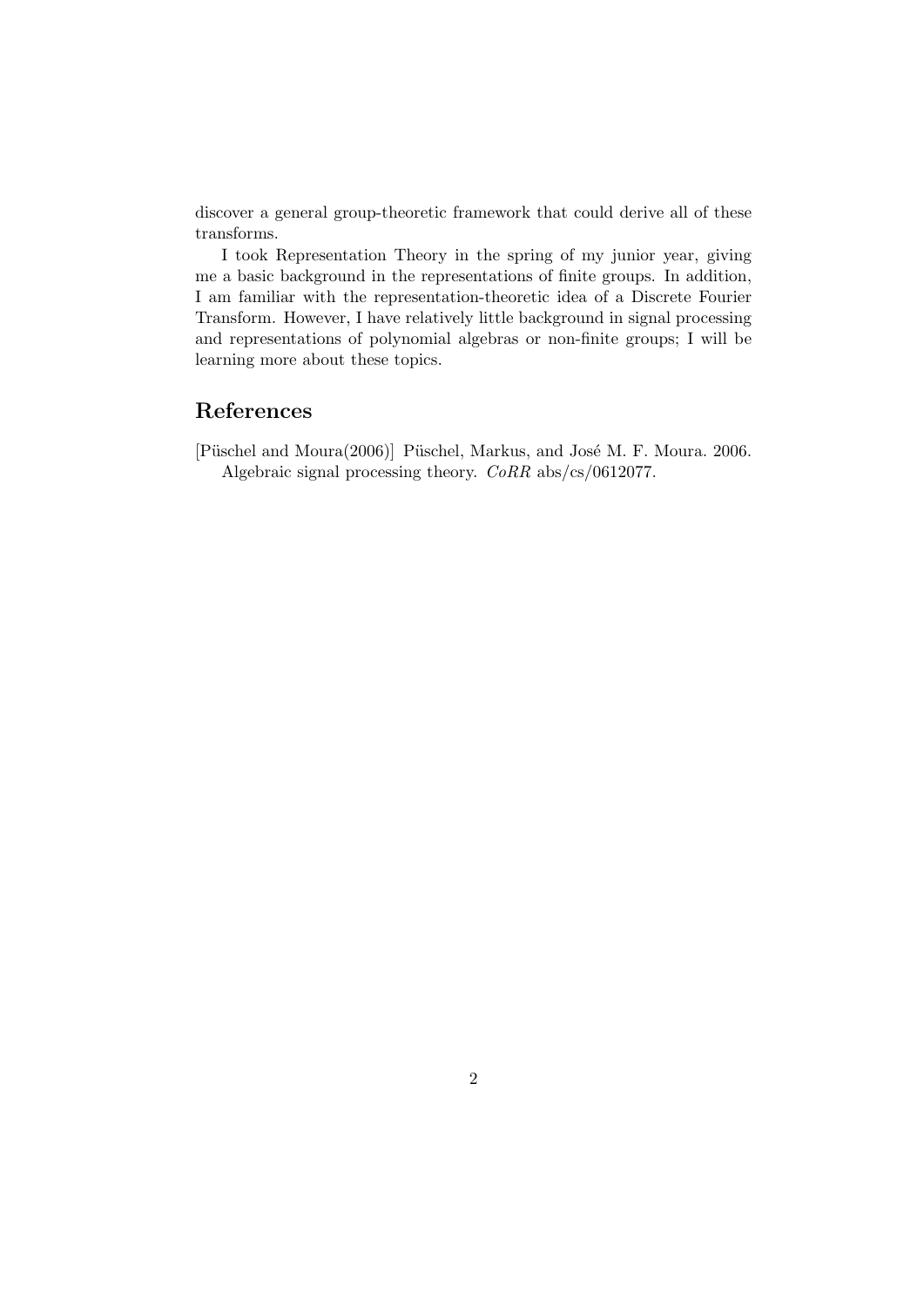discover a general group-theoretic framework that could derive all of these transforms.

I took Representation Theory in the spring of my junior year, giving me a basic background in the representations of finite groups. In addition, I am familiar with the representation-theoretic idea of a Discrete Fourier Transform. However, I have relatively little background in signal processing and representations of polynomial algebras or non-finite groups; I will be learning more about these topics.

## References

[Püschel and Moura(2006)] Püschel, Markus, and José M. F. Moura. 2006. Algebraic signal processing theory. *CoRR* abs/cs/0612077.